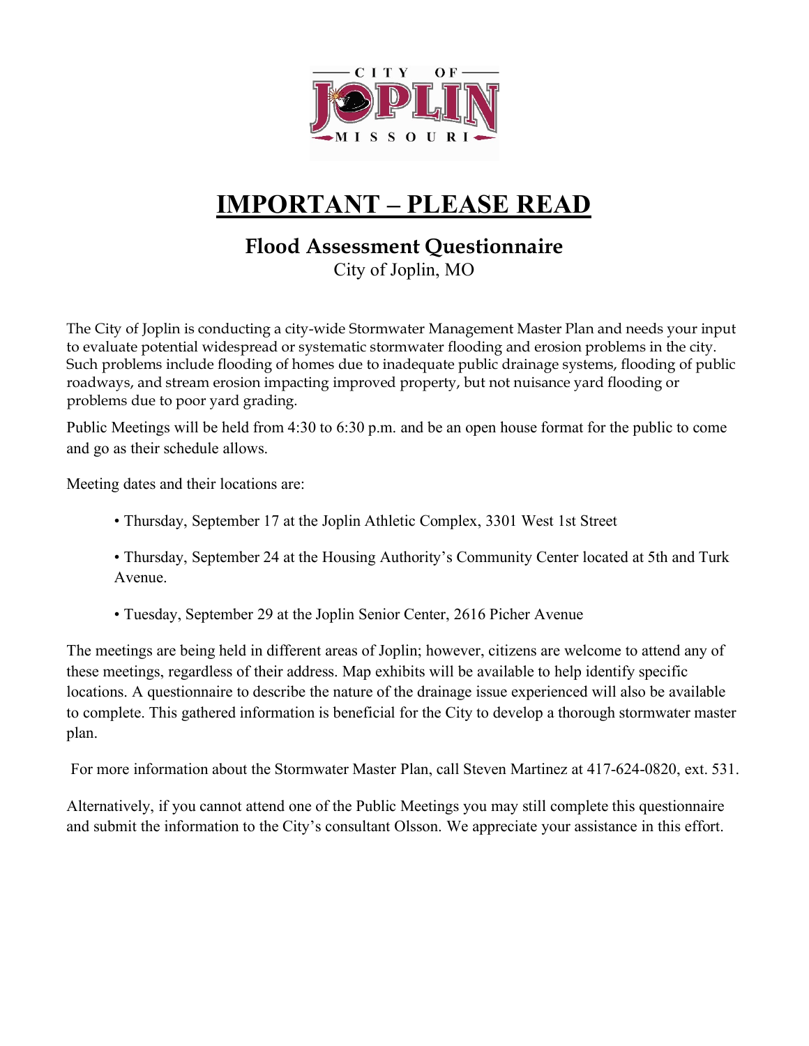CITY OF JOPLIN MISSOURI

# IMPORTANT – PLEASE READ

## Flood Assessment Questionnaire

City of Joplin, MO

The City of Joplin is conducting a city-wide Stormwater Management Master Plan and needs your input to evaluate potential widespread or systematic stormwater flooding and erosion problems in the city. Such problems include flooding of homes due to inadequate public drainage systems, flooding of public roadways, and stream erosion impacting improved property, but not nuisance yard flooding or problems due to poor yard grading.

Public Meetings will be held from 4:30 to 6:30 p.m. and be an open house format for the public to come and go as their schedule allows.

Meeting dates and their locations are:

- Thursday, September 17 at the Joplin Athletic Complex, 3301 West 1st Street
- Thursday, September 24 at the Housing Authority's Community Center located at 5th and Turk Avenue.
- Tuesday, September 29 at the Joplin Senior Center, 2616 Picher Avenue

The meetings are being held in different areas of Joplin; however, citizens are welcome to attend any of these meetings, regardless of their address. Map exhibits will be available to help identify specific locations. A questionnaire to describe the nature of the drainage issue experienced will also be available to complete. This gathered information is beneficial for the City to develop a thorough stormwater master plan.

For more information about the Stormwater Master Plan, call Steven Martinez at 417-624-0820, ext. 531.

Alternatively, if you cannot attend one of the Public Meetings you may still complete this questionnaire and submit the information to the City's consultant Olsson. We appreciate your assistance in this effort.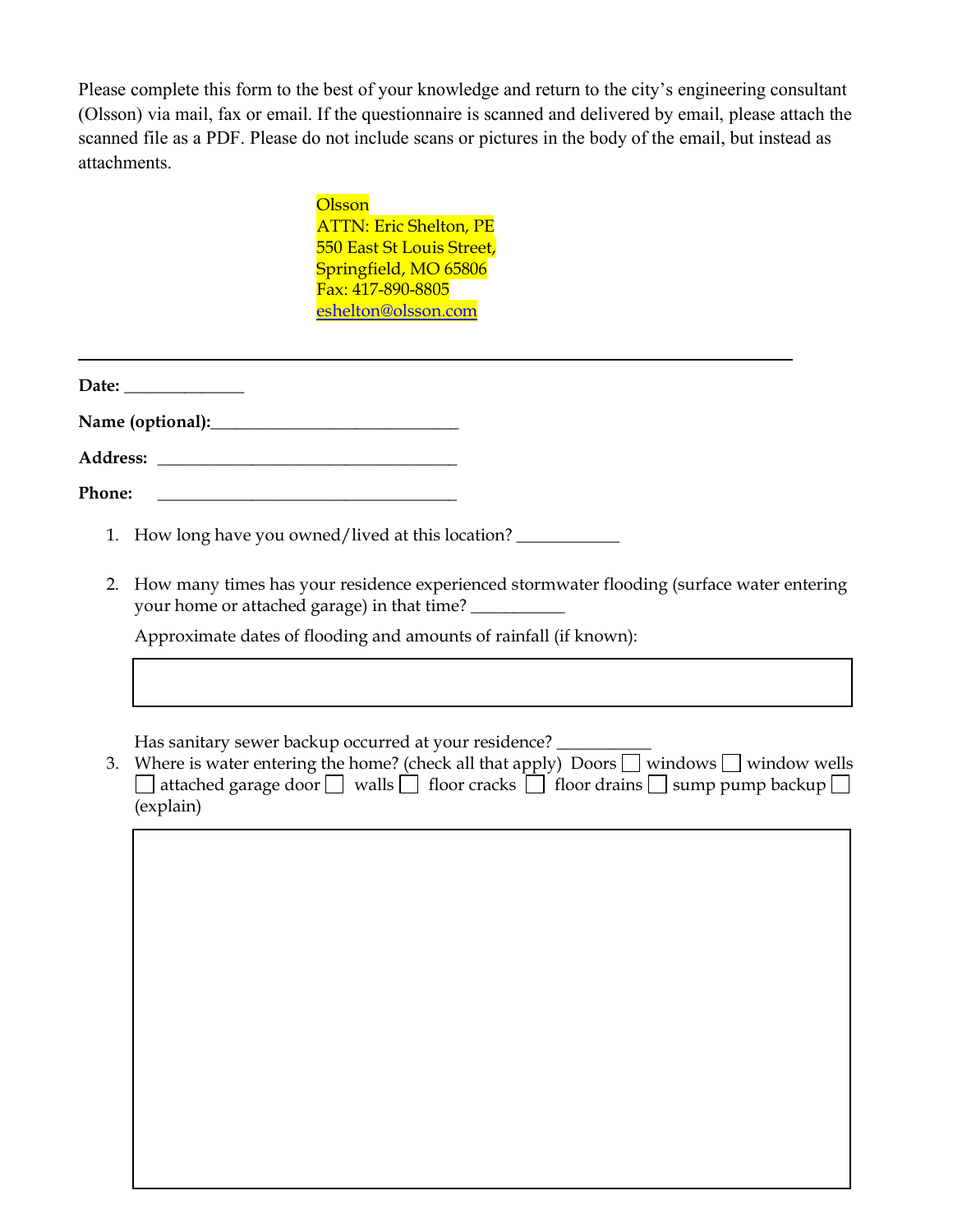Please complete this form to the best of your knowledge and return to the city's engineering consultant (Olsson) via mail, fax or email. If the questionnaire is scanned and delivered by email, please attach the scanned file as a PDF. Please do not include scans or pictures in the body of the email, but instead as attachments.

Olsson  
ATTN: Eric Shelton, PE  
550 East St Louis Street,  
Springfield, MO 65806  
Fax: 417-890-8805  
eshelton@olsson.com

---

**Date:** _____________

**Name (optional):**____________________________

**Address:** __________________________________

**Phone:** __________________________________

1. How long have you owned/lived at this location? ___________

2. How many times has your residence experienced stormwater flooding (surface water entering your home or attached garage) in that time? __________

   Approximate dates of flooding and amounts of rainfall (if known):

   | |
   |---|
   | |

   Has sanitary sewer backup occurred at your residence? __________

3. Where is water entering the home? (check all that apply) Doors ☐ windows ☐ window wells ☐ attached garage door ☐ walls ☐ floor cracks ☐ floor drains ☐ sump pump backup ☐ (explain)

   | |
   |---|
   | |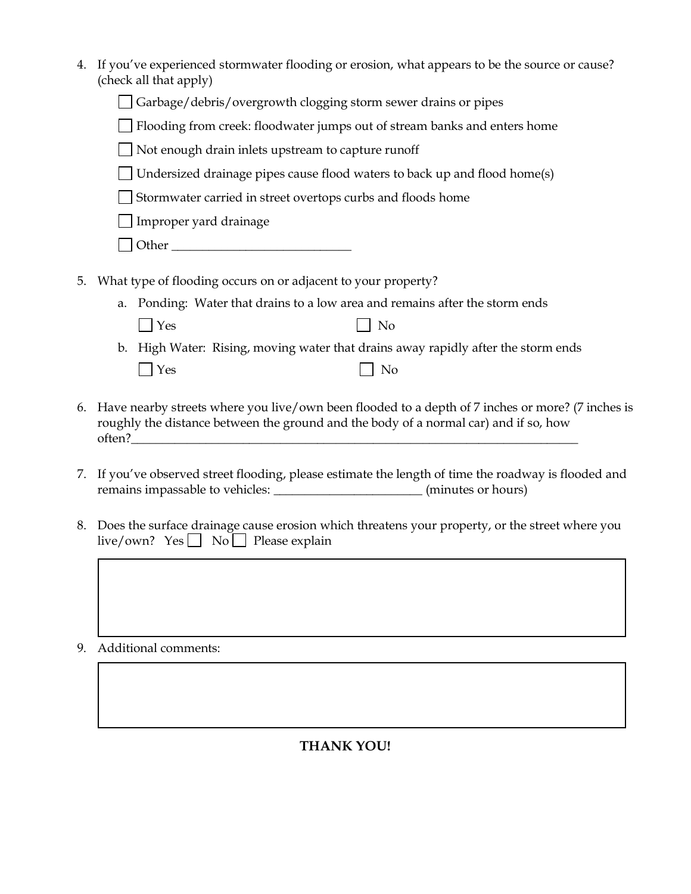4. If you've experienced stormwater flooding or erosion, what appears to be the source or cause? (check all that apply)

   ☐ Garbage/debris/overgrowth clogging storm sewer drains or pipes

   ☐ Flooding from creek: floodwater jumps out of stream banks and enters home

   ☐ Not enough drain inlets upstream to capture runoff

   ☐ Undersized drainage pipes cause flood waters to back up and flood home(s)

   ☐ Stormwater carried in street overtops curbs and floods home

   ☐ Improper yard drainage

   ☐ Other ____________________________

5. What type of flooding occurs on or adjacent to your property?

   a. Ponding: Water that drains to a low area and remains after the storm ends

      ☐ Yes ☐ No

   b. High Water: Rising, moving water that drains away rapidly after the storm ends

      ☐ Yes ☐ No

6. Have nearby streets where you live/own been flooded to a depth of 7 inches or more? (7 inches is roughly the distance between the ground and the body of a normal car) and if so, how often?___________________________________________________________________________

7. If you've observed street flooding, please estimate the length of time the roadway is flooded and remains impassable to vehicles: _______________________ (minutes or hours)

8. Does the surface drainage cause erosion which threatens your property, or the street where you live/own? Yes ☐ No ☐ Please explain

| |
|---|
| |

9. Additional comments:

| |
|---|
| |

**THANK YOU!**